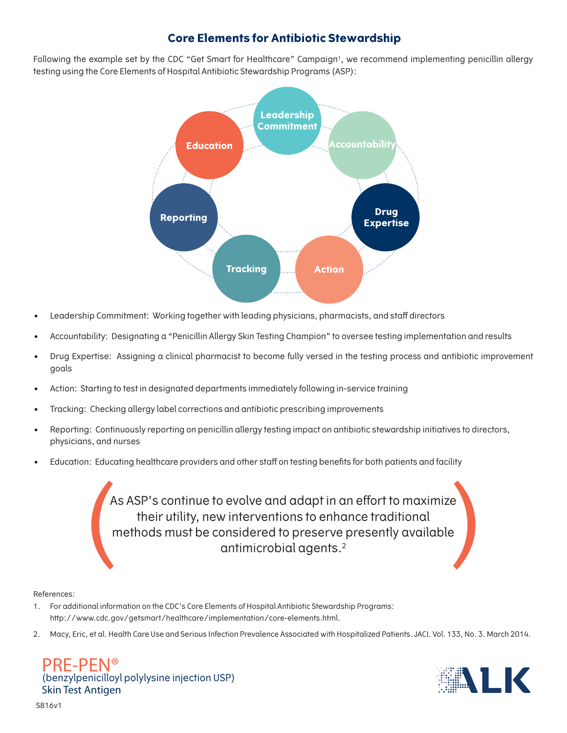# Core Elements for Antibiotic Stewardship

Following the example set by the CDC "Get Smart for Healthcare" Campaign[1], we recommend implementing penicillin allergy testing using the Core Elements of Hospital Antibiotic Stewardship Programs (ASP):

Leadership Commitment · Accountability · Drug Expertise · Action · Tracking · Reporting · Education

- Leadership Commitment: Working together with leading physicians, pharmacists, and staff directors
- Accountability: Designating a "Penicillin Allergy Skin Testing Champion" to oversee testing implementation and results
- Drug Expertise: Assigning a clinical pharmacist to become fully versed in the testing process and antibiotic improvement goals
- Action: Starting to test in designated departments immediately following in-service training
- Tracking: Checking allergy label corrections and antibiotic prescribing improvements
- Reporting: Continuously reporting on penicillin allergy testing impact on antibiotic stewardship initiatives to directors, physicians, and nurses
- Education: Educating healthcare providers and other staff on testing benefits for both patients and facility

> As ASP's continue to evolve and adapt in an effort to maximize their utility, new interventions to enhance traditional methods must be considered to preserve presently available antimicrobial agents.[2]

References:

1. For additional information on the CDC's Core Elements of Hospital Antibiotic Stewardship Programs: http://www.cdc.gov/getsmart/healthcare/implementation/core-elements.html.
2. Macy, Eric, et al. Health Care Use and Serious Infection Prevalence Associated with Hospitalized Patients. JACI. Vol. 133, No. 3. March 2014.

PRE-PEN®
(benzylpenicilloyl polylysine injection USP)
Skin Test Antigen

ALK

S816v1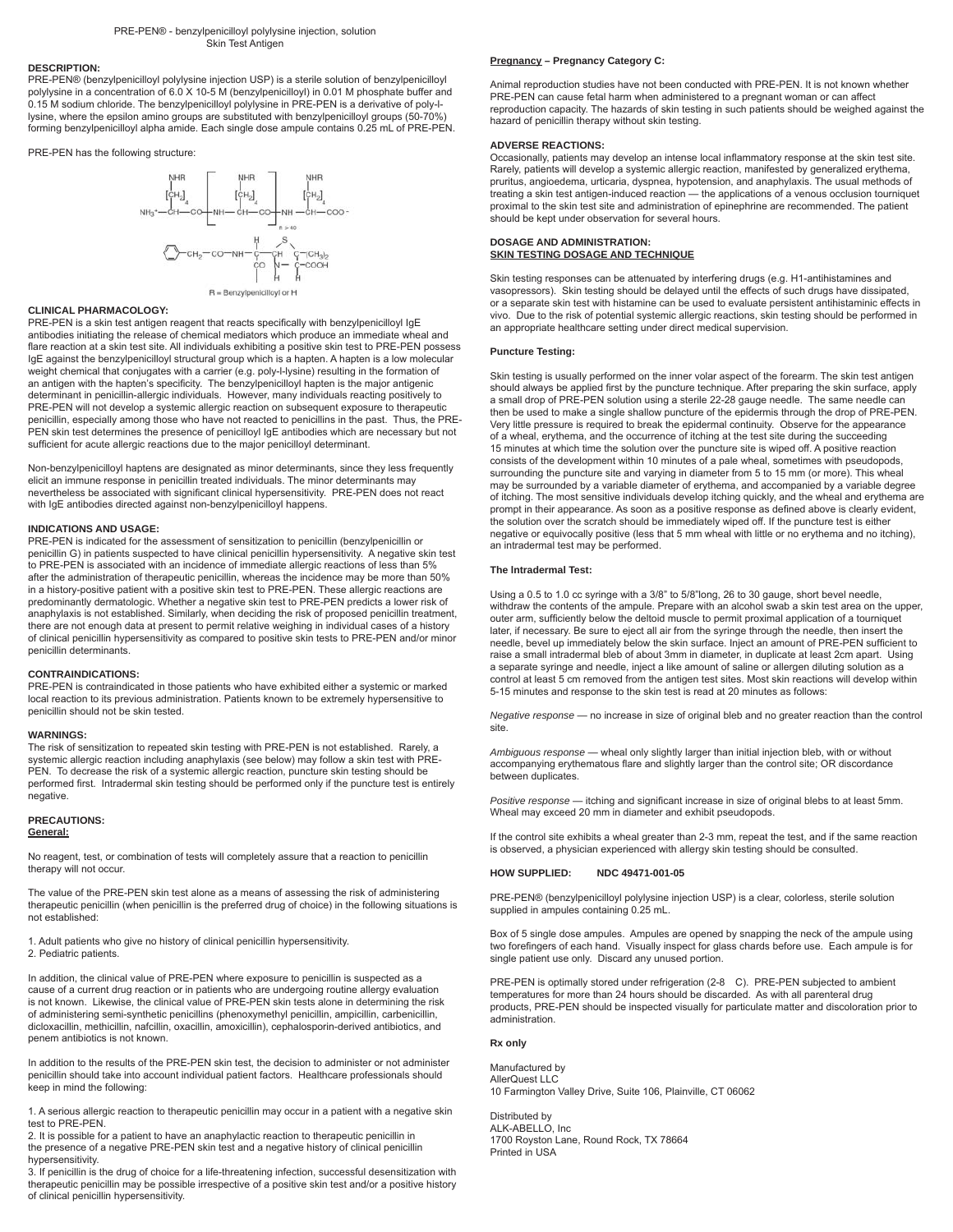PRE-PEN® - benzylpenicilloyl polylysine injection, solution
Skin Test Antigen

**DESCRIPTION:**
PRE-PEN® (benzylpenicilloyl polylysine injection USP) is a sterile solution of benzylpenicilloyl polylysine in a concentration of 6.0 X 10-5 M (benzylpenicilloyl) in 0.01 M phosphate buffer and 0.15 M sodium chloride. The benzylpenicilloyl polylysine in PRE-PEN is a derivative of poly-l-lysine, where the epsilon amino groups are substituted with benzylpenicilloyl groups (50-70%) forming benzylpenicilloyl alpha amide. Each single dose ampule contains 0.25 mL of PRE-PEN.

PRE-PEN has the following structure:

R = Benzylpenicilloyl or H

**CLINICAL PHARMACOLOGY:**
PRE-PEN is a skin test antigen reagent that reacts specifically with benzylpenicilloyl IgE antibodies initiating the release of chemical mediators which produce an immediate wheal and flare reaction at a skin test site. All individuals exhibiting a positive skin test to PRE-PEN possess IgE against the benzylpenicilloyl structural group which is a hapten. A hapten is a low molecular weight chemical that conjugates with a carrier (e.g. poly-l-lysine) resulting in the formation of an antigen with the hapten's specificity. The benzylpenicilloyl hapten is the major antigenic determinant in penicillin-allergic individuals. However, many individuals reacting positively to PRE-PEN will not develop a systemic allergic reaction on subsequent exposure to therapeutic penicillin, especially among those who have not reacted to penicillins in the past. Thus, the PRE-PEN skin test determines the presence of penicilloyl IgE antibodies which are necessary but not sufficient for acute allergic reactions due to the major penicilloyl determinant.

Non-benzylpenicilloyl haptens are designated as minor determinants, since they less frequently elicit an immune response in penicillin treated individuals. The minor determinants may nevertheless be associated with significant clinical hypersensitivity. PRE-PEN does not react with IgE antibodies directed against non-benzylpenicilloyl happens.

**INDICATIONS AND USAGE:**
PRE-PEN is indicated for the assessment of sensitization to penicillin (benzylpenicillin or penicillin G) in patients suspected to have clinical penicillin hypersensitivity. A negative skin test to PRE-PEN is associated with an incidence of immediate allergic reactions of less than 5% after the administration of therapeutic penicillin, whereas the incidence may be more than 50% in a history-positive patient with a positive skin test to PRE-PEN. These allergic reactions are predominantly dermatologic. Whether a negative skin test to PRE-PEN predicts a lower risk of anaphylaxis is not established. Similarly, when deciding the risk of proposed penicillin treatment, there are not enough data at present to permit relative weighing in individual cases of a history of clinical penicillin hypersensitivity as compared to positive skin tests to PRE-PEN and/or minor penicillin determinants.

**CONTRAINDICATIONS:**
PRE-PEN is contraindicated in those patients who have exhibited either a systemic or marked local reaction to its previous administration. Patients known to be extremely hypersensitive to penicillin should not be skin tested.

**WARNINGS:**
The risk of sensitization to repeated skin testing with PRE-PEN is not established. Rarely, a systemic allergic reaction including anaphylaxis (see below) may follow a skin test with PRE-PEN. To decrease the risk of a systemic allergic reaction, puncture skin testing should be performed first. Intradermal skin testing should be performed only if the puncture test is entirely negative.

**PRECAUTIONS:**
**General:**

No reagent, test, or combination of tests will completely assure that a reaction to penicillin therapy will not occur.

The value of the PRE-PEN skin test alone as a means of assessing the risk of administering therapeutic penicillin (when penicillin is the preferred drug of choice) in the following situations is not established:

1. Adult patients who give no history of clinical penicillin hypersensitivity.
2. Pediatric patients.

In addition, the clinical value of PRE-PEN where exposure to penicillin is suspected as a cause of a current drug reaction or in patients who are undergoing routine allergy evaluation is not known. Likewise, the clinical value of PRE-PEN skin tests alone in determining the risk of administering semi-synthetic penicillins (phenoxymethyl penicillin, ampicillin, carbenicillin, dicloxacillin, methicillin, nafcillin, oxacillin, amoxicillin), cephalosporin-derived antibiotics, and penem antibiotics is not known.

In addition to the results of the PRE-PEN skin test, the decision to administer or not administer penicillin should take into account individual patient factors. Healthcare professionals should keep in mind the following:

1. A serious allergic reaction to therapeutic penicillin may occur in a patient with a negative skin test to PRE-PEN.
2. It is possible for a patient to have an anaphylactic reaction to therapeutic penicillin in the presence of a negative PRE-PEN skin test and a negative history of clinical penicillin hypersensitivity.
3. If penicillin is the drug of choice for a life-threatening infection, successful desensitization with therapeutic penicillin may be possible irrespective of a positive skin test and/or a positive history of clinical penicillin hypersensitivity.

**Pregnancy – Pregnancy Category C:**

Animal reproduction studies have not been conducted with PRE-PEN. It is not known whether PRE-PEN can cause fetal harm when administered to a pregnant woman or can affect reproduction capacity. The hazards of skin testing in such patients should be weighed against the hazard of penicillin therapy without skin testing.

**ADVERSE REACTIONS:**
Occasionally, patients may develop an intense local inflammatory response at the skin test site. Rarely, patients will develop a systemic allergic reaction, manifested by generalized erythema, pruritus, angioedema, urticaria, dyspnea, hypotension, and anaphylaxis. The usual methods of treating a skin test antigen-induced reaction — the applications of a venous occlusion tourniquet proximal to the skin test site and administration of epinephrine are recommended. The patient should be kept under observation for several hours.

**DOSAGE AND ADMINISTRATION:**
**SKIN TESTING DOSAGE AND TECHNIQUE**

Skin testing responses can be attenuated by interfering drugs (e.g. H1-antihistamines and vasopressors). Skin testing should be delayed until the effects of such drugs have dissipated, or a separate skin test with histamine can be used to evaluate persistent antihistaminic effects in vivo. Due to the risk of potential systemic allergic reactions, skin testing should be performed in an appropriate healthcare setting under direct medical supervision.

**Puncture Testing:**

Skin testing is usually performed on the inner volar aspect of the forearm. The skin test antigen should always be applied first by the puncture technique. After preparing the skin surface, apply a small drop of PRE-PEN solution using a sterile 22-28 gauge needle. The same needle can then be used to make a single shallow puncture of the epidermis through the drop of PRE-PEN. Very little pressure is required to break the epidermal continuity. Observe for the appearance of a wheal, erythema, and the occurrence of itching at the test site during the succeeding 15 minutes at which time the solution over the puncture site is wiped off. A positive reaction consists of the development within 10 minutes of a pale wheal, sometimes with pseudopods, surrounding the puncture site and varying in diameter from 5 to 15 mm (or more). This wheal may be surrounded by a variable diameter of erythema, and accompanied by a variable degree of itching. The most sensitive individuals develop itching quickly, and the wheal and erythema are prompt in their appearance. As soon as a positive response as defined above is clearly evident, the solution over the scratch should be immediately wiped off. If the puncture test is either negative or equivocally positive (less that 5 mm wheal with little or no erythema and no itching), an intradermal test may be performed.

**The Intradermal Test:**

Using a 0.5 to 1.0 cc syringe with a 3/8" to 5/8"long, 26 to 30 gauge, short bevel needle, withdraw the contents of the ampule. Prepare with an alcohol swab a skin test area on the upper, outer arm, sufficiently below the deltoid muscle to permit proximal application of a tourniquet later, if necessary. Be sure to eject all air from the syringe through the needle, then insert the needle, bevel up immediately below the skin surface. Inject an amount of PRE-PEN sufficient to raise a small intradermal bleb of about 3mm in diameter, in duplicate at least 2cm apart. Using a separate syringe and needle, inject a like amount of saline or allergen diluting solution as a control at least 5 cm removed from the antigen test sites. Most skin reactions will develop within 5-15 minutes and response to the skin test is read at 20 minutes as follows:

*Negative response* — no increase in size of original bleb and no greater reaction than the control site.

*Ambiguous response* — wheal only slightly larger than initial injection bleb, with or without accompanying erythematous flare and slightly larger than the control site; OR discordance between duplicates.

*Positive response* — itching and significant increase in size of original blebs to at least 5mm. Wheal may exceed 20 mm in diameter and exhibit pseudopods.

If the control site exhibits a wheal greater than 2-3 mm, repeat the test, and if the same reaction is observed, a physician experienced with allergy skin testing should be consulted.

**HOW SUPPLIED: NDC 49471-001-05**

PRE-PEN® (benzylpenicilloyl polylysine injection USP) is a clear, colorless, sterile solution supplied in ampules containing 0.25 mL.

Box of 5 single dose ampules. Ampules are opened by snapping the neck of the ampule using two forefingers of each hand. Visually inspect for glass chards before use. Each ampule is for single patient use only. Discard any unused portion.

PRE-PEN is optimally stored under refrigeration (2-8 C). PRE-PEN subjected to ambient temperatures for more than 24 hours should be discarded. As with all parenteral drug products, PRE-PEN should be inspected visually for particulate matter and discoloration prior to administration.

**Rx only**

Manufactured by
AllerQuest LLC
10 Farmington Valley Drive, Suite 106, Plainville, CT 06062

Distributed by
ALK-ABELLO, Inc
1700 Royston Lane, Round Rock, TX 78664
Printed in USA